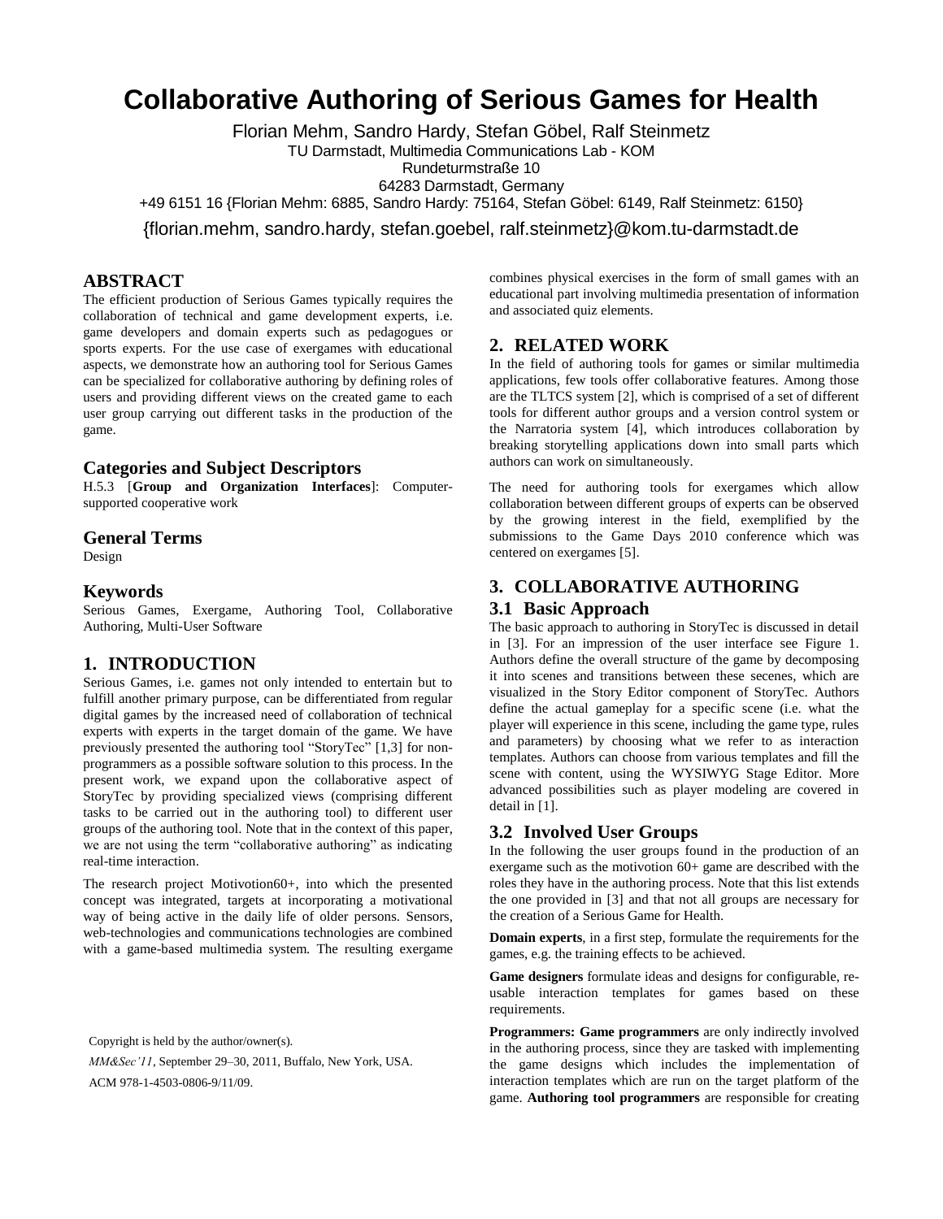# Collaborative Authoring of Serious Games for Health

Florian Mehm, Sandro Hardy, Stefan Göbel, Ralf Steinmetz
TU Darmstadt, Multimedia Communications Lab - KOM
Rundeturmstraße 10
64283 Darmstadt, Germany
+49 6151 16 {Florian Mehm: 6885, Sandro Hardy: 75164, Stefan Göbel: 6149, Ralf Steinmetz: 6150}
{florian.mehm, sandro.hardy, stefan.goebel, ralf.steinmetz}@kom.tu-darmstadt.de

## ABSTRACT

The efficient production of Serious Games typically requires the collaboration of technical and game development experts, i.e. game developers and domain experts such as pedagogues or sports experts. For the use case of exergames with educational aspects, we demonstrate how an authoring tool for Serious Games can be specialized for collaborative authoring by defining roles of users and providing different views on the created game to each user group carrying out different tasks in the production of the game.

### Categories and Subject Descriptors

H.5.3 [**Group and Organization Interfaces**]: Computer-supported cooperative work

### General Terms

Design

### Keywords

Serious Games, Exergame, Authoring Tool, Collaborative Authoring, Multi-User Software

## 1. INTRODUCTION

Serious Games, i.e. games not only intended to entertain but to fulfill another primary purpose, can be differentiated from regular digital games by the increased need of collaboration of technical experts with experts in the target domain of the game. We have previously presented the authoring tool "StoryTec" [1,3] for non-programmers as a possible software solution to this process. In the present work, we expand upon the collaborative aspect of StoryTec by providing specialized views (comprising different tasks to be carried out in the authoring tool) to different user groups of the authoring tool. Note that in the context of this paper, we are not using the term "collaborative authoring" as indicating real-time interaction.

The research project Motivotion60+, into which the presented concept was integrated, targets at incorporating a motivational way of being active in the daily life of older persons. Sensors, web-technologies and communications technologies are combined with a game-based multimedia system. The resulting exergame combines physical exercises in the form of small games with an educational part involving multimedia presentation of information and associated quiz elements.

Copyright is held by the author/owner(s).
*MM&Sec'11*, September 29–30, 2011, Buffalo, New York, USA.
ACM 978-1-4503-0806-9/11/09.

## 2. RELATED WORK

In the field of authoring tools for games or similar multimedia applications, few tools offer collaborative features. Among those are the TLTCS system [2], which is comprised of a set of different tools for different author groups and a version control system or the Narratoria system [4], which introduces collaboration by breaking storytelling applications down into small parts which authors can work on simultaneously.

The need for authoring tools for exergames which allow collaboration between different groups of experts can be observed by the growing interest in the field, exemplified by the submissions to the Game Days 2010 conference which was centered on exergames [5].

## 3. COLLABORATIVE AUTHORING

### 3.1 Basic Approach

The basic approach to authoring in StoryTec is discussed in detail in [3]. For an impression of the user interface see Figure 1. Authors define the overall structure of the game by decomposing it into scenes and transitions between these secenes, which are visualized in the Story Editor component of StoryTec. Authors define the actual gameplay for a specific scene (i.e. what the player will experience in this scene, including the game type, rules and parameters) by choosing what we refer to as interaction templates. Authors can choose from various templates and fill the scene with content, using the WYSIWYG Stage Editor. More advanced possibilities such as player modeling are covered in detail in [1].

### 3.2 Involved User Groups

In the following the user groups found in the production of an exergame such as the motivotion 60+ game are described with the roles they have in the authoring process. Note that this list extends the one provided in [3] and that not all groups are necessary for the creation of a Serious Game for Health.

**Domain experts**, in a first step, formulate the requirements for the games, e.g. the training effects to be achieved.

**Game designers** formulate ideas and designs for configurable, re-usable interaction templates for games based on these requirements.

**Programmers: Game programmers** are only indirectly involved in the authoring process, since they are tasked with implementing the game designs which includes the implementation of interaction templates which are run on the target platform of the game. **Authoring tool programmers** are responsible for creating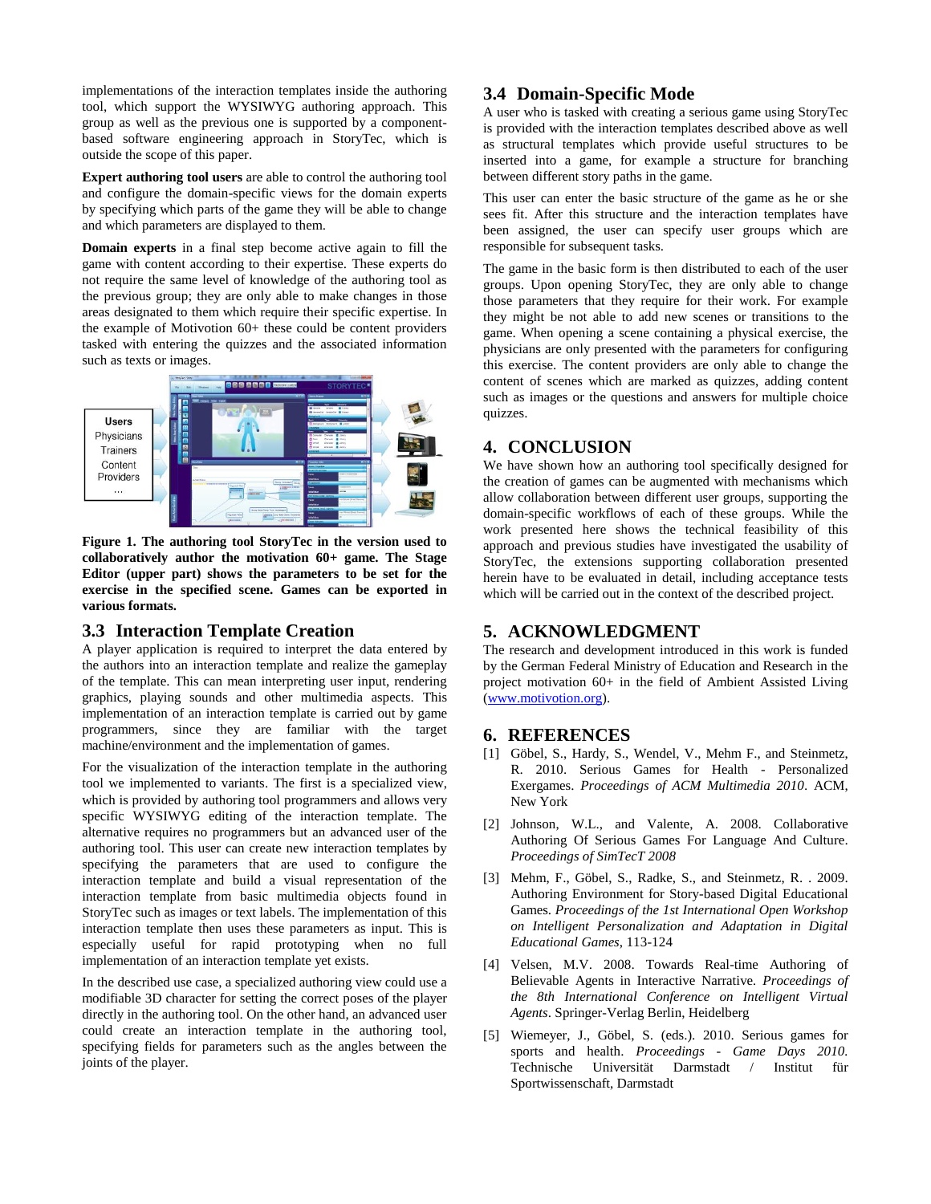implementations of the interaction templates inside the authoring tool, which support the WYSIWYG authoring approach. This group as well as the previous one is supported by a component-based software engineering approach in StoryTec, which is outside the scope of this paper.

**Expert authoring tool users** are able to control the authoring tool and configure the domain-specific views for the domain experts by specifying which parts of the game they will be able to change and which parameters are displayed to them.

**Domain experts** in a final step become active again to fill the game with content according to their expertise. These experts do not require the same level of knowledge of the authoring tool as the previous group; they are only able to make changes in those areas designated to them which require their specific expertise. In the example of Motivotion 60+ these could be content providers tasked with entering the quizzes and the associated information such as texts or images.

Users
Physicians
Trainers
Content Providers
...

**Figure 1. The authoring tool StoryTec in the version used to collaboratively author the motivation 60+ game. The Stage Editor (upper part) shows the parameters to be set for the exercise in the specified scene. Games can be exported in various formats.**

## 3.3 Interaction Template Creation

A player application is required to interpret the data entered by the authors into an interaction template and realize the gameplay of the template. This can mean interpreting user input, rendering graphics, playing sounds and other multimedia aspects. This implementation of an interaction template is carried out by game programmers, since they are familiar with the target machine/environment and the implementation of games.

For the visualization of the interaction template in the authoring tool we implemented to variants. The first is a specialized view, which is provided by authoring tool programmers and allows very specific WYSIWYG editing of the interaction template. The alternative requires no programmers but an advanced user of the authoring tool. This user can create new interaction templates by specifying the parameters that are used to configure the interaction template and build a visual representation of the interaction template from basic multimedia objects found in StoryTec such as images or text labels. The implementation of this interaction template then uses these parameters as input. This is especially useful for rapid prototyping when no full implementation of an interaction template yet exists.

In the described use case, a specialized authoring view could use a modifiable 3D character for setting the correct poses of the player directly in the authoring tool. On the other hand, an advanced user could create an interaction template in the authoring tool, specifying fields for parameters such as the angles between the joints of the player.

## 3.4 Domain-Specific Mode

A user who is tasked with creating a serious game using StoryTec is provided with the interaction templates described above as well as structural templates which provide useful structures to be inserted into a game, for example a structure for branching between different story paths in the game.

This user can enter the basic structure of the game as he or she sees fit. After this structure and the interaction templates have been assigned, the user can specify user groups which are responsible for subsequent tasks.

The game in the basic form is then distributed to each of the user groups. Upon opening StoryTec, they are only able to change those parameters that they require for their work. For example they might be not able to add new scenes or transitions to the game. When opening a scene containing a physical exercise, the physicians are only presented with the parameters for configuring this exercise. The content providers are only able to change the content of scenes which are marked as quizzes, adding content such as images or the questions and answers for multiple choice quizzes.

# 4. CONCLUSION

We have shown how an authoring tool specifically designed for the creation of games can be augmented with mechanisms which allow collaboration between different user groups, supporting the domain-specific workflows of each of these groups. While the work presented here shows the technical feasibility of this approach and previous studies have investigated the usability of StoryTec, the extensions supporting collaboration presented herein have to be evaluated in detail, including acceptance tests which will be carried out in the context of the described project.

# 5. ACKNOWLEDGMENT

The research and development introduced in this work is funded by the German Federal Ministry of Education and Research in the project motivation 60+ in the field of Ambient Assisted Living (www.motivotion.org).

# 6. REFERENCES

[1] Göbel, S., Hardy, S., Wendel, V., Mehm F., and Steinmetz, R. 2010. Serious Games for Health - Personalized Exergames. *Proceedings of ACM Multimedia 2010*. ACM, New York

[2] Johnson, W.L., and Valente, A. 2008. Collaborative Authoring Of Serious Games For Language And Culture. *Proceedings of SimTecT 2008*

[3] Mehm, F., Göbel, S., Radke, S., and Steinmetz, R. . 2009. Authoring Environment for Story-based Digital Educational Games. *Proceedings of the 1st International Open Workshop on Intelligent Personalization and Adaptation in Digital Educational Games*, 113-124

[4] Velsen, M.V. 2008. Towards Real-time Authoring of Believable Agents in Interactive Narrative. *Proceedings of the 8th International Conference on Intelligent Virtual Agents*. Springer-Verlag Berlin, Heidelberg

[5] Wiemeyer, J., Göbel, S. (eds.). 2010. Serious games for sports and health. *Proceedings - Game Days 2010.* Technische Universität Darmstadt / Institut für Sportwissenschaft, Darmstadt